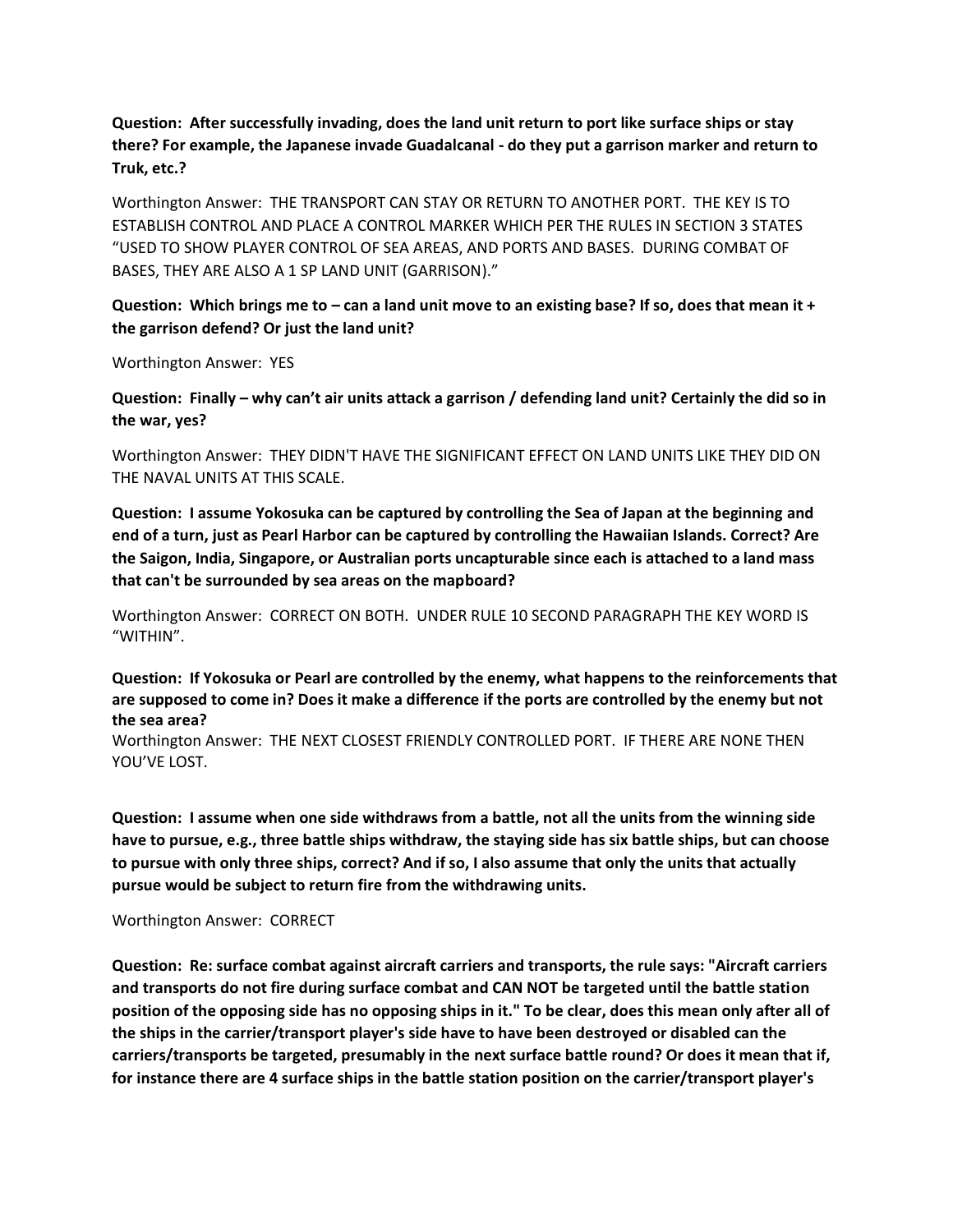**Question: After successfully invading, does the land unit return to port like surface ships or stay there? For example, the Japanese invade Guadalcanal - do they put a garrison marker and return to Truk, etc.?**

Worthington Answer: THE TRANSPORT CAN STAY OR RETURN TO ANOTHER PORT. THE KEY IS TO ESTABLISH CONTROL AND PLACE A CONTROL MARKER WHICH PER THE RULES IN SECTION 3 STATES "USED TO SHOW PLAYER CONTROL OF SEA AREAS, AND PORTS AND BASES. DURING COMBAT OF BASES, THEY ARE ALSO A 1 SP LAND UNIT (GARRISON)."

**Question: Which brings me to – can a land unit move to an existing base? If so, does that mean it + the garrison defend? Or just the land unit?**

Worthington Answer: YES

**Question: Finally – why can't air units attack a garrison / defending land unit? Certainly the did so in the war, yes?**

Worthington Answer: THEY DIDN'T HAVE THE SIGNIFICANT EFFECT ON LAND UNITS LIKE THEY DID ON THE NAVAL UNITS AT THIS SCALE.

**Question: I assume Yokosuka can be captured by controlling the Sea of Japan at the beginning and end of a turn, just as Pearl Harbor can be captured by controlling the Hawaiian Islands. Correct? Are the Saigon, India, Singapore, or Australian ports uncapturable since each is attached to a land mass that can't be surrounded by sea areas on the mapboard?**

Worthington Answer: CORRECT ON BOTH. UNDER RULE 10 SECOND PARAGRAPH THE KEY WORD IS "WITHIN".

**Question: If Yokosuka or Pearl are controlled by the enemy, what happens to the reinforcements that are supposed to come in? Does it make a difference if the ports are controlled by the enemy but not the sea area?**

Worthington Answer: THE NEXT CLOSEST FRIENDLY CONTROLLED PORT. IF THERE ARE NONE THEN YOU'VE LOST.

**Question: I assume when one side withdraws from a battle, not all the units from the winning side have to pursue, e.g., three battle ships withdraw, the staying side has six battle ships, but can choose to pursue with only three ships, correct? And if so, I also assume that only the units that actually pursue would be subject to return fire from the withdrawing units.**

Worthington Answer: CORRECT

**Question: Re: surface combat against aircraft carriers and transports, the rule says: "Aircraft carriers and transports do not fire during surface combat and CAN NOT be targeted until the battle station position of the opposing side has no opposing ships in it." To be clear, does this mean only after all of the ships in the carrier/transport player's side have to have been destroyed or disabled can the carriers/transports be targeted, presumably in the next surface battle round? Or does it mean that if, for instance there are 4 surface ships in the battle station position on the carrier/transport player's**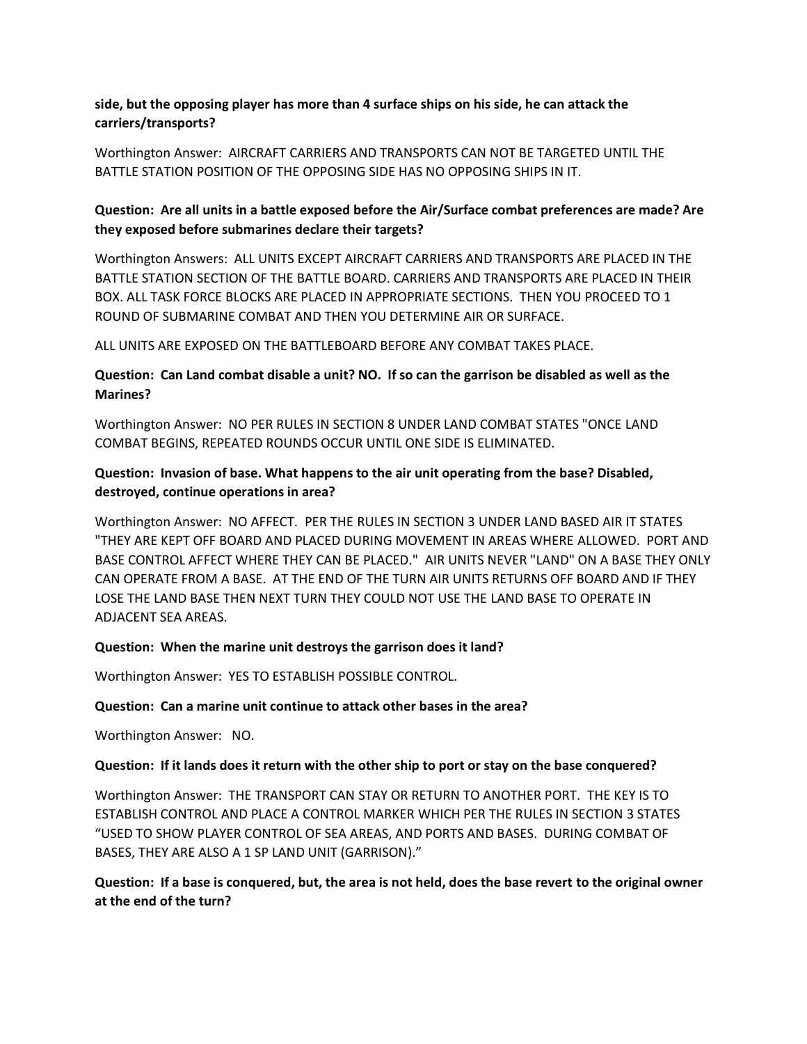**side, but the opposing player has more than 4 surface ships on his side, he can attack the carriers/transports?**

Worthington Answer: AIRCRAFT CARRIERS AND TRANSPORTS CAN NOT BE TARGETED UNTIL THE BATTLE STATION POSITION OF THE OPPOSING SIDE HAS NO OPPOSING SHIPS IN IT.

**Question: Are all units in a battle exposed before the Air/Surface combat preferences are made? Are they exposed before submarines declare their targets?**

Worthington Answers: ALL UNITS EXCEPT AIRCRAFT CARRIERS AND TRANSPORTS ARE PLACED IN THE BATTLE STATION SECTION OF THE BATTLE BOARD. CARRIERS AND TRANSPORTS ARE PLACED IN THEIR BOX. ALL TASK FORCE BLOCKS ARE PLACED IN APPROPRIATE SECTIONS. THEN YOU PROCEED TO 1 ROUND OF SUBMARINE COMBAT AND THEN YOU DETERMINE AIR OR SURFACE.

ALL UNITS ARE EXPOSED ON THE BATTLEBOARD BEFORE ANY COMBAT TAKES PLACE.

**Question: Can Land combat disable a unit? NO. If so can the garrison be disabled as well as the Marines?**

Worthington Answer: NO PER RULES IN SECTION 8 UNDER LAND COMBAT STATES "ONCE LAND COMBAT BEGINS, REPEATED ROUNDS OCCUR UNTIL ONE SIDE IS ELIMINATED.

**Question: Invasion of base. What happens to the air unit operating from the base? Disabled, destroyed, continue operations in area?**

Worthington Answer: NO AFFECT. PER THE RULES IN SECTION 3 UNDER LAND BASED AIR IT STATES "THEY ARE KEPT OFF BOARD AND PLACED DURING MOVEMENT IN AREAS WHERE ALLOWED. PORT AND BASE CONTROL AFFECT WHERE THEY CAN BE PLACED." AIR UNITS NEVER "LAND" ON A BASE THEY ONLY CAN OPERATE FROM A BASE. AT THE END OF THE TURN AIR UNITS RETURNS OFF BOARD AND IF THEY LOSE THE LAND BASE THEN NEXT TURN THEY COULD NOT USE THE LAND BASE TO OPERATE IN ADJACENT SEA AREAS.

**Question: When the marine unit destroys the garrison does it land?**

Worthington Answer: YES TO ESTABLISH POSSIBLE CONTROL.

**Question: Can a marine unit continue to attack other bases in the area?**

Worthington Answer: NO.

**Question: If it lands does it return with the other ship to port or stay on the base conquered?**

Worthington Answer: THE TRANSPORT CAN STAY OR RETURN TO ANOTHER PORT. THE KEY IS TO ESTABLISH CONTROL AND PLACE A CONTROL MARKER WHICH PER THE RULES IN SECTION 3 STATES "USED TO SHOW PLAYER CONTROL OF SEA AREAS, AND PORTS AND BASES. DURING COMBAT OF BASES, THEY ARE ALSO A 1 SP LAND UNIT (GARRISON)."

**Question: If a base is conquered, but, the area is not held, does the base revert to the original owner at the end of the turn?**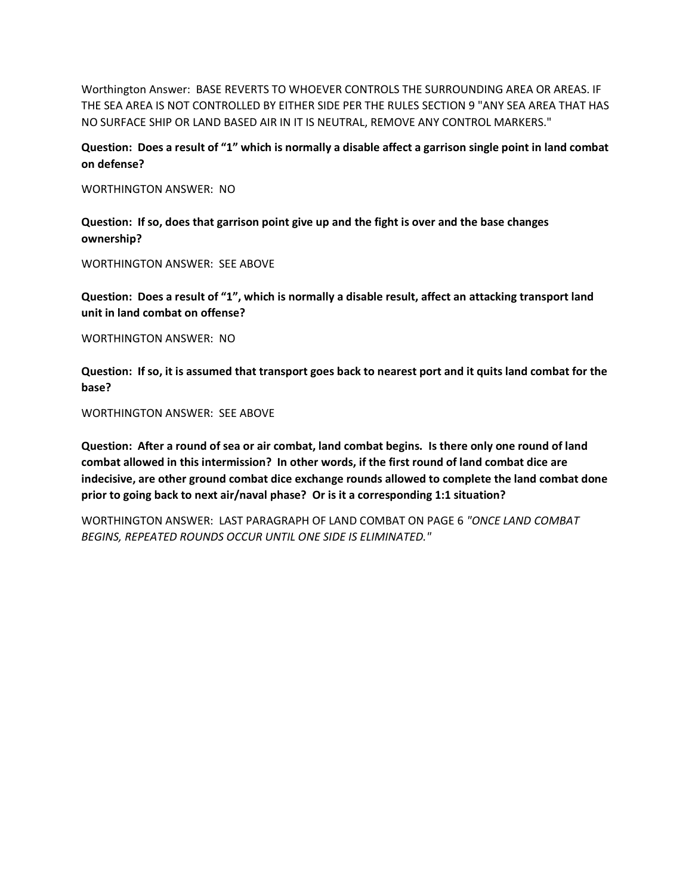Worthington Answer: BASE REVERTS TO WHOEVER CONTROLS THE SURROUNDING AREA OR AREAS. IF THE SEA AREA IS NOT CONTROLLED BY EITHER SIDE PER THE RULES SECTION 9 "ANY SEA AREA THAT HAS NO SURFACE SHIP OR LAND BASED AIR IN IT IS NEUTRAL, REMOVE ANY CONTROL MARKERS."

**Question: Does a result of "1" which is normally a disable affect a garrison single point in land combat on defense?**

WORTHINGTON ANSWER: NO

**Question: If so, does that garrison point give up and the fight is over and the base changes ownership?**

WORTHINGTON ANSWER: SEE ABOVE

**Question: Does a result of "1", which is normally a disable result, affect an attacking transport land unit in land combat on offense?**

WORTHINGTON ANSWER: NO

**Question: If so, it is assumed that transport goes back to nearest port and it quits land combat for the base?**

WORTHINGTON ANSWER: SEE ABOVE

**Question: After a round of sea or air combat, land combat begins. Is there only one round of land combat allowed in this intermission? In other words, if the first round of land combat dice are indecisive, are other ground combat dice exchange rounds allowed to complete the land combat done prior to going back to next air/naval phase? Or is it a corresponding 1:1 situation?**

WORTHINGTON ANSWER: LAST PARAGRAPH OF LAND COMBAT ON PAGE 6 *"ONCE LAND COMBAT BEGINS, REPEATED ROUNDS OCCUR UNTIL ONE SIDE IS ELIMINATED."*